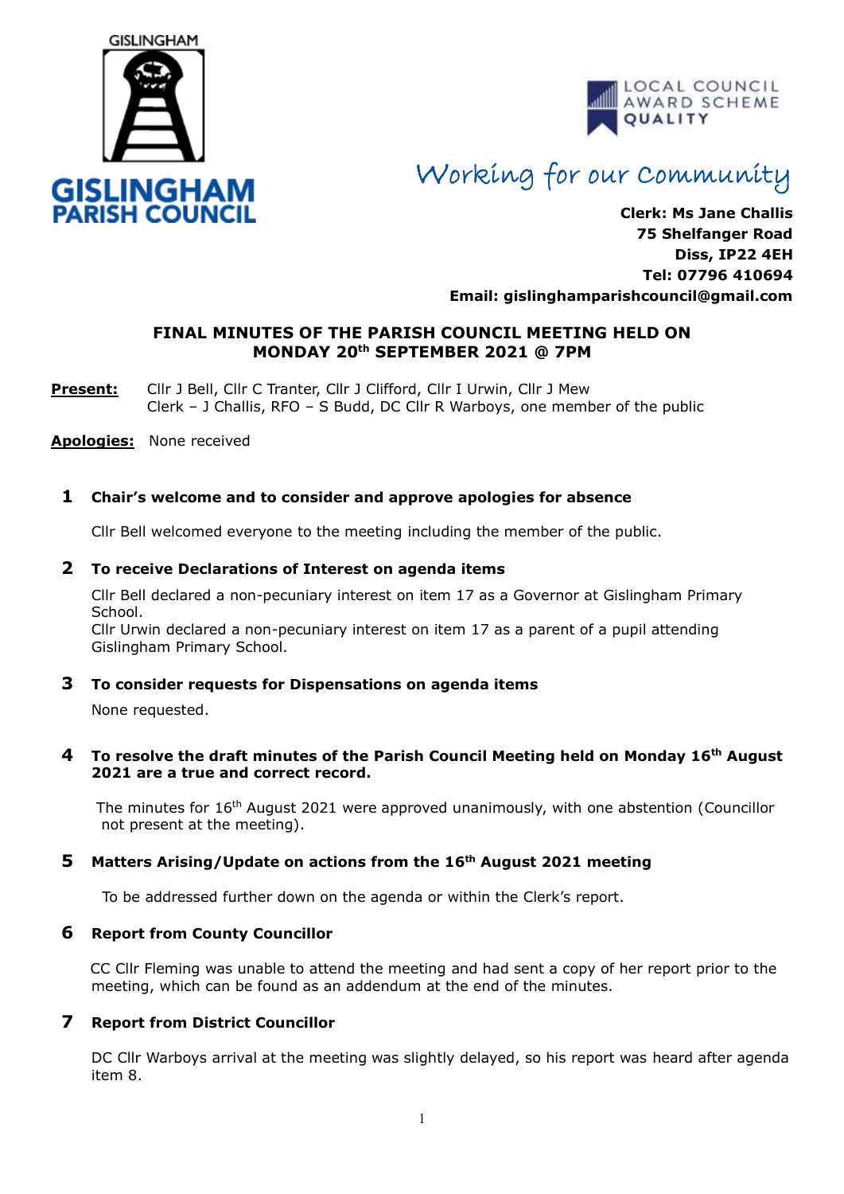GISLINGHAM

**GISLINGHAM PARISH COUNCIL**

LOCAL COUNCIL AWARD SCHEME QUALITY

*Working for our Community*

**Clerk: Ms Jane Challis**
**75 Shelfanger Road**
**Diss, IP22 4EH**
**Tel: 07796 410694**
**Email: gislinghamparishcouncil@gmail.com**

## FINAL MINUTES OF THE PARISH COUNCIL MEETING HELD ON MONDAY 20th SEPTEMBER 2021 @ 7PM

**Present:** Cllr J Bell, Cllr C Tranter, Cllr J Clifford, Cllr I Urwin, Cllr J Mew
Clerk – J Challis, RFO – S Budd, DC Cllr R Warboys, one member of the public

**Apologies:** None received

### 1 Chair's welcome and to consider and approve apologies for absence

Cllr Bell welcomed everyone to the meeting including the member of the public.

### 2 To receive Declarations of Interest on agenda items

Cllr Bell declared a non-pecuniary interest on item 17 as a Governor at Gislingham Primary School.
Cllr Urwin declared a non-pecuniary interest on item 17 as a parent of a pupil attending Gislingham Primary School.

### 3 To consider requests for Dispensations on agenda items

None requested.

### 4 To resolve the draft minutes of the Parish Council Meeting held on Monday 16th August 2021 are a true and correct record.

The minutes for 16th August 2021 were approved unanimously, with one abstention (Councillor not present at the meeting).

### 5 Matters Arising/Update on actions from the 16th August 2021 meeting

To be addressed further down on the agenda or within the Clerk's report.

### 6 Report from County Councillor

CC Cllr Fleming was unable to attend the meeting and had sent a copy of her report prior to the meeting, which can be found as an addendum at the end of the minutes.

### 7 Report from District Councillor

DC Cllr Warboys arrival at the meeting was slightly delayed, so his report was heard after agenda item 8.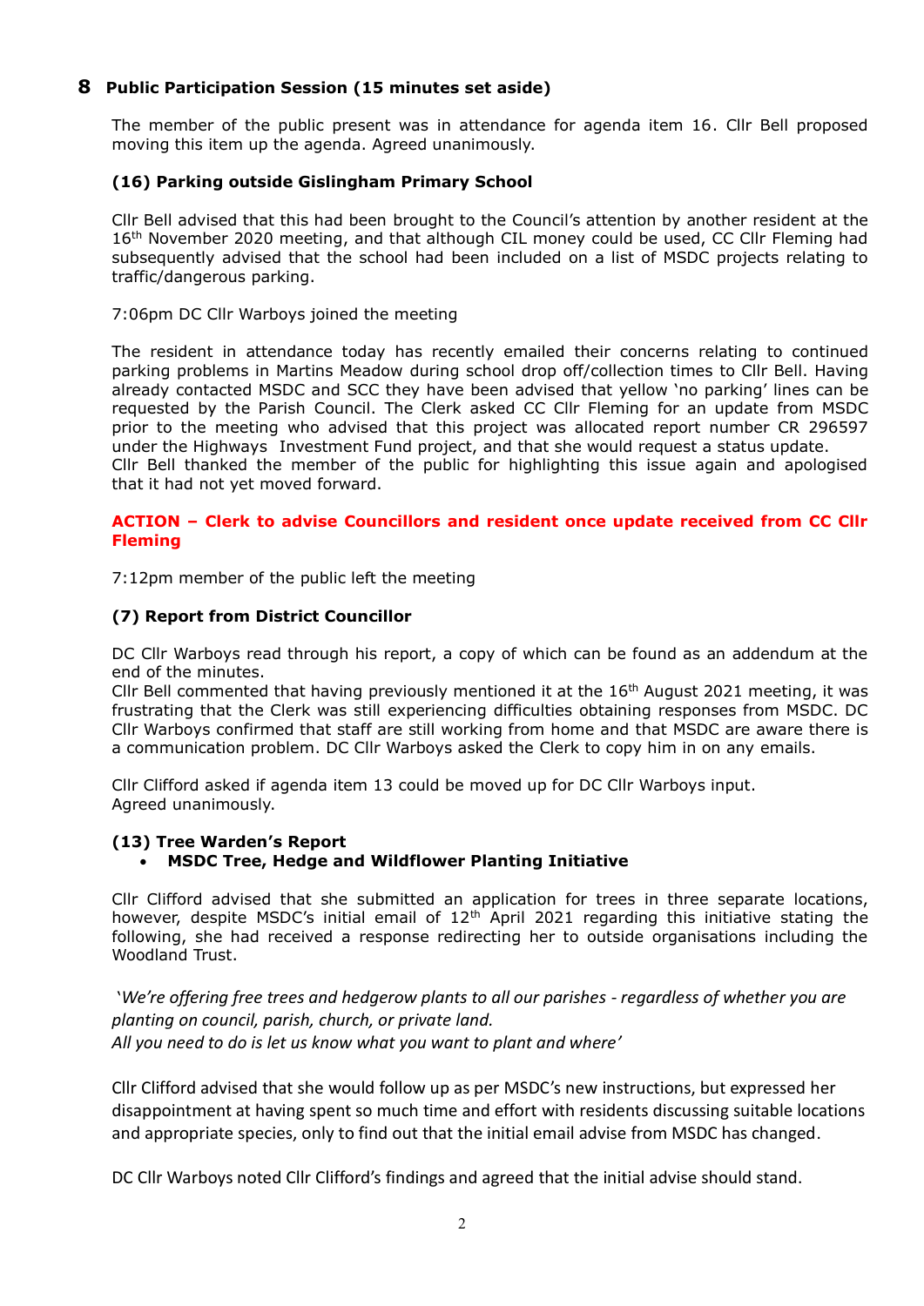## 8 Public Participation Session (15 minutes set aside)

The member of the public present was in attendance for agenda item 16. Cllr Bell proposed moving this item up the agenda. Agreed unanimously.

**(16) Parking outside Gislingham Primary School**

Cllr Bell advised that this had been brought to the Council's attention by another resident at the 16th November 2020 meeting, and that although CIL money could be used, CC Cllr Fleming had subsequently advised that the school had been included on a list of MSDC projects relating to traffic/dangerous parking.

7:06pm DC Cllr Warboys joined the meeting

The resident in attendance today has recently emailed their concerns relating to continued parking problems in Martins Meadow during school drop off/collection times to Cllr Bell. Having already contacted MSDC and SCC they have been advised that yellow 'no parking' lines can be requested by the Parish Council. The Clerk asked CC Cllr Fleming for an update from MSDC prior to the meeting who advised that this project was allocated report number CR 296597 under the Highways Investment Fund project, and that she would request a status update.
Cllr Bell thanked the member of the public for highlighting this issue again and apologised that it had not yet moved forward.

**ACTION – Clerk to advise Councillors and resident once update received from CC Cllr Fleming**

7:12pm member of the public left the meeting

**(7) Report from District Councillor**

DC Cllr Warboys read through his report, a copy of which can be found as an addendum at the end of the minutes.
Cllr Bell commented that having previously mentioned it at the 16th August 2021 meeting, it was frustrating that the Clerk was still experiencing difficulties obtaining responses from MSDC. DC Cllr Warboys confirmed that staff are still working from home and that MSDC are aware there is a communication problem. DC Cllr Warboys asked the Clerk to copy him in on any emails.

Cllr Clifford asked if agenda item 13 could be moved up for DC Cllr Warboys input.
Agreed unanimously.

**(13) Tree Warden's Report**

- **MSDC Tree, Hedge and Wildflower Planting Initiative**

Cllr Clifford advised that she submitted an application for trees in three separate locations, however, despite MSDC's initial email of 12th April 2021 regarding this initiative stating the following, she had received a response redirecting her to outside organisations including the Woodland Trust.

*'We're offering free trees and hedgerow plants to all our parishes - regardless of whether you are planting on council, parish, church, or private land.*
*All you need to do is let us know what you want to plant and where'*

Cllr Clifford advised that she would follow up as per MSDC's new instructions, but expressed her disappointment at having spent so much time and effort with residents discussing suitable locations and appropriate species, only to find out that the initial email advise from MSDC has changed.

DC Cllr Warboys noted Cllr Clifford's findings and agreed that the initial advise should stand.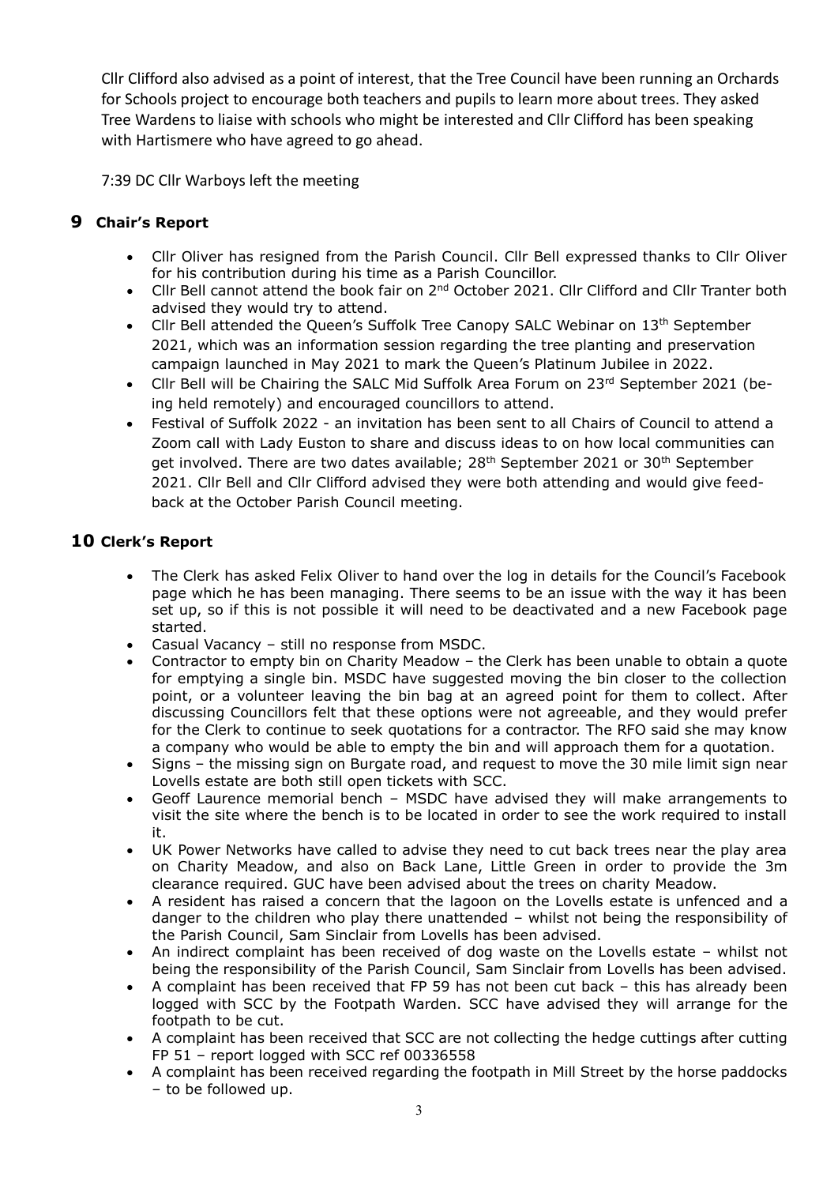Cllr Clifford also advised as a point of interest, that the Tree Council have been running an Orchards for Schools project to encourage both teachers and pupils to learn more about trees. They asked Tree Wardens to liaise with schools who might be interested and Cllr Clifford has been speaking with Hartismere who have agreed to go ahead.

7:39 DC Cllr Warboys left the meeting

## 9 Chair's Report

- Cllr Oliver has resigned from the Parish Council. Cllr Bell expressed thanks to Cllr Oliver for his contribution during his time as a Parish Councillor.
- Cllr Bell cannot attend the book fair on 2nd October 2021. Cllr Clifford and Cllr Tranter both advised they would try to attend.
- Cllr Bell attended the Queen's Suffolk Tree Canopy SALC Webinar on 13th September 2021, which was an information session regarding the tree planting and preservation campaign launched in May 2021 to mark the Queen's Platinum Jubilee in 2022.
- Cllr Bell will be Chairing the SALC Mid Suffolk Area Forum on 23rd September 2021 (being held remotely) and encouraged councillors to attend.
- Festival of Suffolk 2022 - an invitation has been sent to all Chairs of Council to attend a Zoom call with Lady Euston to share and discuss ideas to on how local communities can get involved. There are two dates available; 28th September 2021 or 30th September 2021. Cllr Bell and Cllr Clifford advised they were both attending and would give feedback at the October Parish Council meeting.

## 10 Clerk's Report

- The Clerk has asked Felix Oliver to hand over the log in details for the Council's Facebook page which he has been managing. There seems to be an issue with the way it has been set up, so if this is not possible it will need to be deactivated and a new Facebook page started.
- Casual Vacancy – still no response from MSDC.
- Contractor to empty bin on Charity Meadow – the Clerk has been unable to obtain a quote for emptying a single bin. MSDC have suggested moving the bin closer to the collection point, or a volunteer leaving the bin bag at an agreed point for them to collect. After discussing Councillors felt that these options were not agreeable, and they would prefer for the Clerk to continue to seek quotations for a contractor. The RFO said she may know a company who would be able to empty the bin and will approach them for a quotation.
- Signs – the missing sign on Burgate road, and request to move the 30 mile limit sign near Lovells estate are both still open tickets with SCC.
- Geoff Laurence memorial bench – MSDC have advised they will make arrangements to visit the site where the bench is to be located in order to see the work required to install it.
- UK Power Networks have called to advise they need to cut back trees near the play area on Charity Meadow, and also on Back Lane, Little Green in order to provide the 3m clearance required. GUC have been advised about the trees on charity Meadow.
- A resident has raised a concern that the lagoon on the Lovells estate is unfenced and a danger to the children who play there unattended – whilst not being the responsibility of the Parish Council, Sam Sinclair from Lovells has been advised.
- An indirect complaint has been received of dog waste on the Lovells estate – whilst not being the responsibility of the Parish Council, Sam Sinclair from Lovells has been advised.
- A complaint has been received that FP 59 has not been cut back – this has already been logged with SCC by the Footpath Warden. SCC have advised they will arrange for the footpath to be cut.
- A complaint has been received that SCC are not collecting the hedge cuttings after cutting FP 51 – report logged with SCC ref 00336558
- A complaint has been received regarding the footpath in Mill Street by the horse paddocks – to be followed up.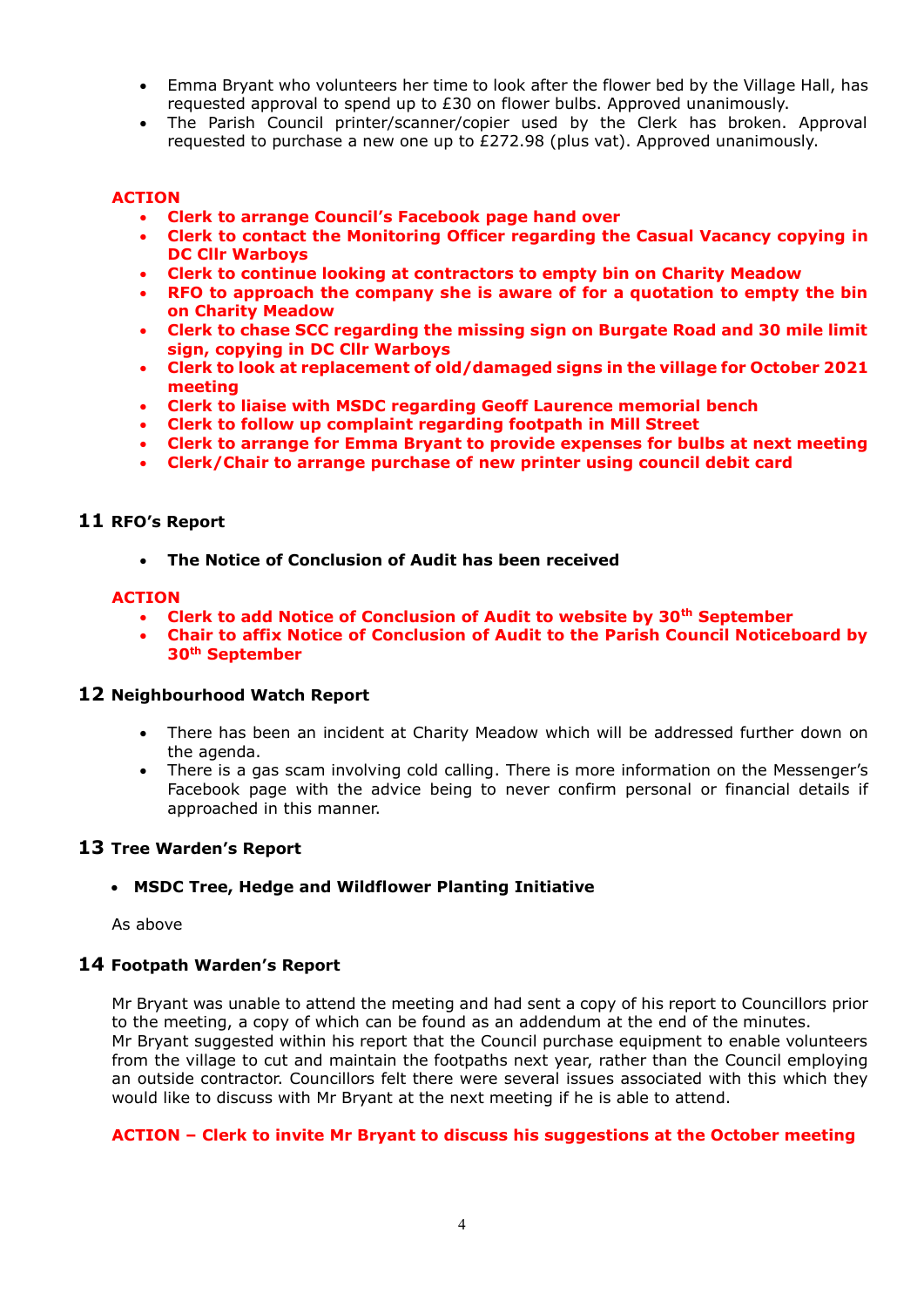- Emma Bryant who volunteers her time to look after the flower bed by the Village Hall, has requested approval to spend up to £30 on flower bulbs. Approved unanimously.
- The Parish Council printer/scanner/copier used by the Clerk has broken. Approval requested to purchase a new one up to £272.98 (plus vat). Approved unanimously.

**ACTION**

- **Clerk to arrange Council's Facebook page hand over**
- **Clerk to contact the Monitoring Officer regarding the Casual Vacancy copying in DC Cllr Warboys**
- **Clerk to continue looking at contractors to empty bin on Charity Meadow**
- **RFO to approach the company she is aware of for a quotation to empty the bin on Charity Meadow**
- **Clerk to chase SCC regarding the missing sign on Burgate Road and 30 mile limit sign, copying in DC Cllr Warboys**
- **Clerk to look at replacement of old/damaged signs in the village for October 2021 meeting**
- **Clerk to liaise with MSDC regarding Geoff Laurence memorial bench**
- **Clerk to follow up complaint regarding footpath in Mill Street**
- **Clerk to arrange for Emma Bryant to provide expenses for bulbs at next meeting**
- **Clerk/Chair to arrange purchase of new printer using council debit card**

## 11 RFO's Report

- **The Notice of Conclusion of Audit has been received**

**ACTION**

- **Clerk to add Notice of Conclusion of Audit to website by 30th September**
- **Chair to affix Notice of Conclusion of Audit to the Parish Council Noticeboard by 30th September**

## 12 Neighbourhood Watch Report

- There has been an incident at Charity Meadow which will be addressed further down on the agenda.
- There is a gas scam involving cold calling. There is more information on the Messenger's Facebook page with the advice being to never confirm personal or financial details if approached in this manner.

## 13 Tree Warden's Report

- **MSDC Tree, Hedge and Wildflower Planting Initiative**

As above

## 14 Footpath Warden's Report

Mr Bryant was unable to attend the meeting and had sent a copy of his report to Councillors prior to the meeting, a copy of which can be found as an addendum at the end of the minutes.
Mr Bryant suggested within his report that the Council purchase equipment to enable volunteers from the village to cut and maintain the footpaths next year, rather than the Council employing an outside contractor. Councillors felt there were several issues associated with this which they would like to discuss with Mr Bryant at the next meeting if he is able to attend.

**ACTION – Clerk to invite Mr Bryant to discuss his suggestions at the October meeting**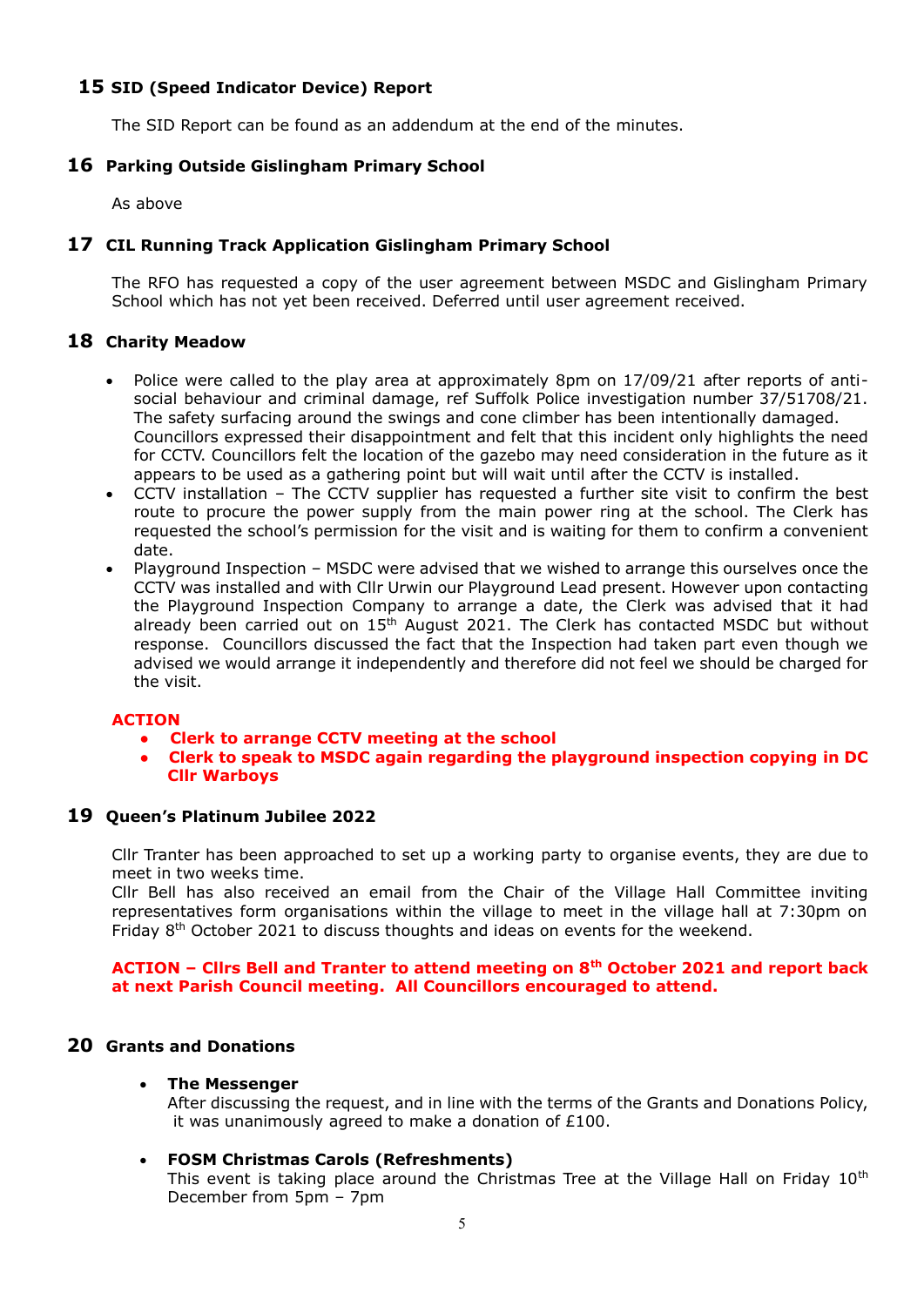## 15 SID (Speed Indicator Device) Report

The SID Report can be found as an addendum at the end of the minutes.

## 16 Parking Outside Gislingham Primary School

As above

## 17 CIL Running Track Application Gislingham Primary School

The RFO has requested a copy of the user agreement between MSDC and Gislingham Primary School which has not yet been received. Deferred until user agreement received.

## 18 Charity Meadow

- Police were called to the play area at approximately 8pm on 17/09/21 after reports of anti-social behaviour and criminal damage, ref Suffolk Police investigation number 37/51708/21. The safety surfacing around the swings and cone climber has been intentionally damaged. Councillors expressed their disappointment and felt that this incident only highlights the need for CCTV. Councillors felt the location of the gazebo may need consideration in the future as it appears to be used as a gathering point but will wait until after the CCTV is installed.
- CCTV installation – The CCTV supplier has requested a further site visit to confirm the best route to procure the power supply from the main power ring at the school. The Clerk has requested the school's permission for the visit and is waiting for them to confirm a convenient date.
- Playground Inspection – MSDC were advised that we wished to arrange this ourselves once the CCTV was installed and with Cllr Urwin our Playground Lead present. However upon contacting the Playground Inspection Company to arrange a date, the Clerk was advised that it had already been carried out on 15th August 2021. The Clerk has contacted MSDC but without response. Councillors discussed the fact that the Inspection had taken part even though we advised we would arrange it independently and therefore did not feel we should be charged for the visit.

**ACTION**

- **Clerk to arrange CCTV meeting at the school**
- **Clerk to speak to MSDC again regarding the playground inspection copying in DC Cllr Warboys**

## 19 Queen's Platinum Jubilee 2022

Cllr Tranter has been approached to set up a working party to organise events, they are due to meet in two weeks time.
Cllr Bell has also received an email from the Chair of the Village Hall Committee inviting representatives form organisations within the village to meet in the village hall at 7:30pm on Friday 8th October 2021 to discuss thoughts and ideas on events for the weekend.

**ACTION – Cllrs Bell and Tranter to attend meeting on 8th October 2021 and report back at next Parish Council meeting. All Councillors encouraged to attend.**

## 20 Grants and Donations

- **The Messenger**
  After discussing the request, and in line with the terms of the Grants and Donations Policy, it was unanimously agreed to make a donation of £100.

- **FOSM Christmas Carols (Refreshments)**
  This event is taking place around the Christmas Tree at the Village Hall on Friday 10th December from 5pm – 7pm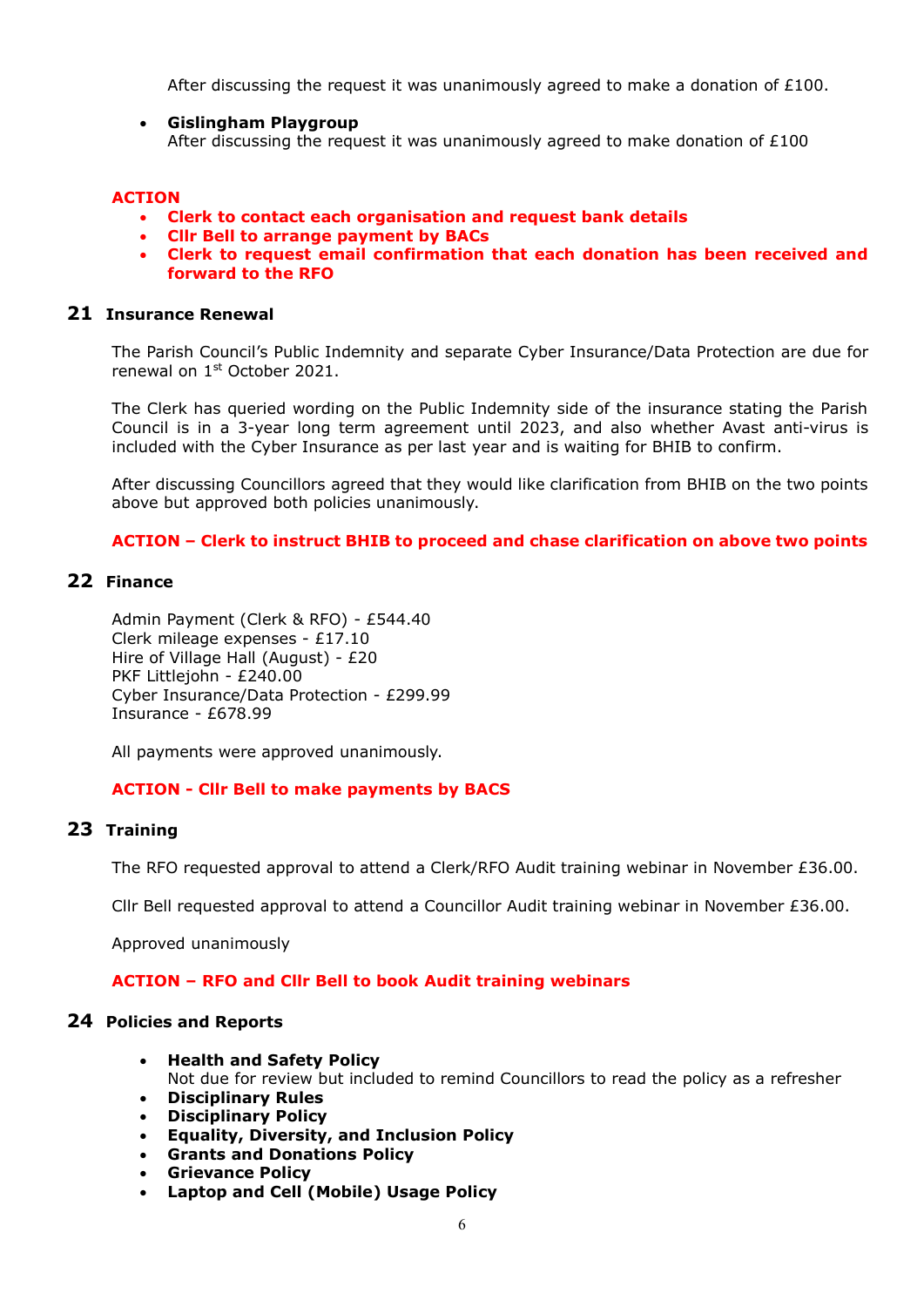After discussing the request it was unanimously agreed to make a donation of £100.

- **Gislingham Playgroup**
  After discussing the request it was unanimously agreed to make donation of £100

**ACTION**
- **Clerk to contact each organisation and request bank details**
- **Cllr Bell to arrange payment by BACs**
- **Clerk to request email confirmation that each donation has been received and forward to the RFO**

## 21 Insurance Renewal

The Parish Council's Public Indemnity and separate Cyber Insurance/Data Protection are due for renewal on 1st October 2021.

The Clerk has queried wording on the Public Indemnity side of the insurance stating the Parish Council is in a 3-year long term agreement until 2023, and also whether Avast anti-virus is included with the Cyber Insurance as per last year and is waiting for BHIB to confirm.

After discussing Councillors agreed that they would like clarification from BHIB on the two points above but approved both policies unanimously.

**ACTION – Clerk to instruct BHIB to proceed and chase clarification on above two points**

## 22 Finance

Admin Payment (Clerk & RFO) - £544.40
Clerk mileage expenses - £17.10
Hire of Village Hall (August) - £20
PKF Littlejohn - £240.00
Cyber Insurance/Data Protection - £299.99
Insurance - £678.99

All payments were approved unanimously.

**ACTION - Cllr Bell to make payments by BACS**

## 23 Training

The RFO requested approval to attend a Clerk/RFO Audit training webinar in November £36.00.

Cllr Bell requested approval to attend a Councillor Audit training webinar in November £36.00.

Approved unanimously

**ACTION – RFO and Cllr Bell to book Audit training webinars**

## 24 Policies and Reports

- **Health and Safety Policy**
  Not due for review but included to remind Councillors to read the policy as a refresher
- **Disciplinary Rules**
- **Disciplinary Policy**
- **Equality, Diversity, and Inclusion Policy**
- **Grants and Donations Policy**
- **Grievance Policy**
- **Laptop and Cell (Mobile) Usage Policy**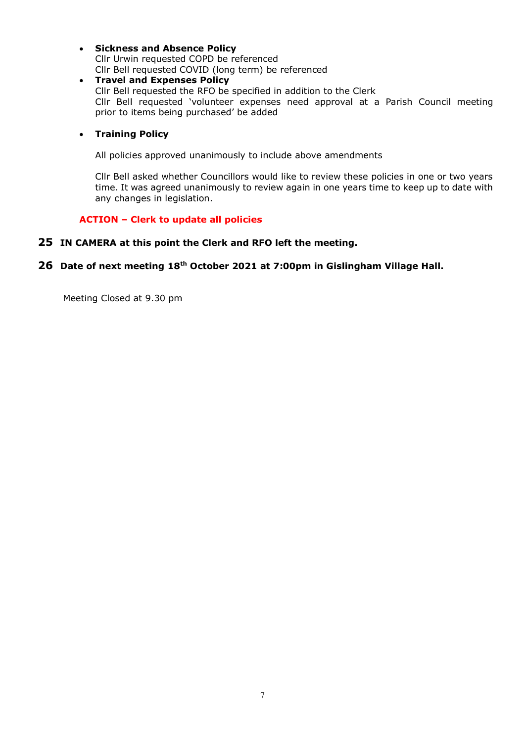- **Sickness and Absence Policy**
  Cllr Urwin requested COPD be referenced
  Cllr Bell requested COVID (long term) be referenced
- **Travel and Expenses Policy**
  Cllr Bell requested the RFO be specified in addition to the Clerk
  Cllr Bell requested 'volunteer expenses need approval at a Parish Council meeting prior to items being purchased' be added
- **Training Policy**

  All policies approved unanimously to include above amendments

  Cllr Bell asked whether Councillors would like to review these policies in one or two years time. It was agreed unanimously to review again in one years time to keep up to date with any changes in legislation.

**ACTION – Clerk to update all policies**

**25 IN CAMERA at this point the Clerk and RFO left the meeting.**

**26 Date of next meeting 18th October 2021 at 7:00pm in Gislingham Village Hall.**

Meeting Closed at 9.30 pm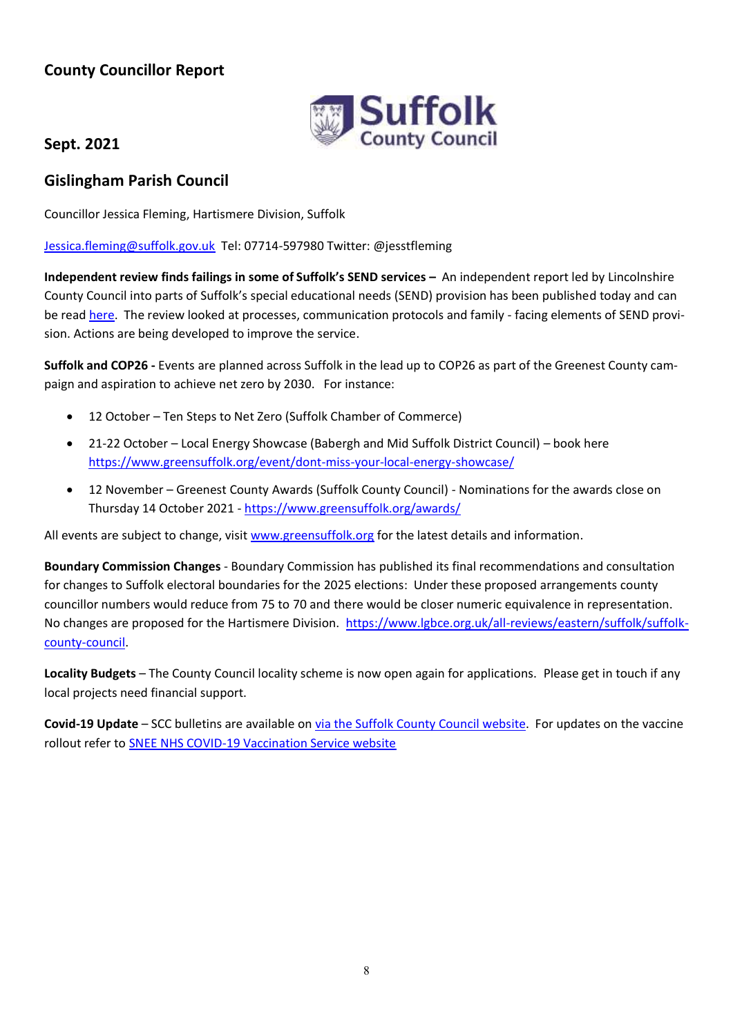## County Councillor Report

## Sept. 2021

## Gislingham Parish Council

Councillor Jessica Fleming, Hartismere Division, Suffolk

Jessica.fleming@suffolk.gov.uk Tel: 07714-597980 Twitter: @jesstfleming

**Independent review finds failings in some of Suffolk's SEND services –** An independent report led by Lincolnshire County Council into parts of Suffolk's special educational needs (SEND) provision has been published today and can be read here. The review looked at processes, communication protocols and family - facing elements of SEND provision. Actions are being developed to improve the service.

**Suffolk and COP26 -** Events are planned across Suffolk in the lead up to COP26 as part of the Greenest County campaign and aspiration to achieve net zero by 2030. For instance:

- 12 October – Ten Steps to Net Zero (Suffolk Chamber of Commerce)
- 21-22 October – Local Energy Showcase (Babergh and Mid Suffolk District Council) – book here https://www.greensuffolk.org/event/dont-miss-your-local-energy-showcase/
- 12 November – Greenest County Awards (Suffolk County Council) - Nominations for the awards close on Thursday 14 October 2021 - https://www.greensuffolk.org/awards/

All events are subject to change, visit www.greensuffolk.org for the latest details and information.

**Boundary Commission Changes** - Boundary Commission has published its final recommendations and consultation for changes to Suffolk electoral boundaries for the 2025 elections: Under these proposed arrangements county councillor numbers would reduce from 75 to 70 and there would be closer numeric equivalence in representation. No changes are proposed for the Hartismere Division. https://www.lgbce.org.uk/all-reviews/eastern/suffolk/suffolk-county-council.

**Locality Budgets** – The County Council locality scheme is now open again for applications. Please get in touch if any local projects need financial support.

**Covid-19 Update** – SCC bulletins are available on via the Suffolk County Council website. For updates on the vaccine rollout refer to SNEE NHS COVID-19 Vaccination Service website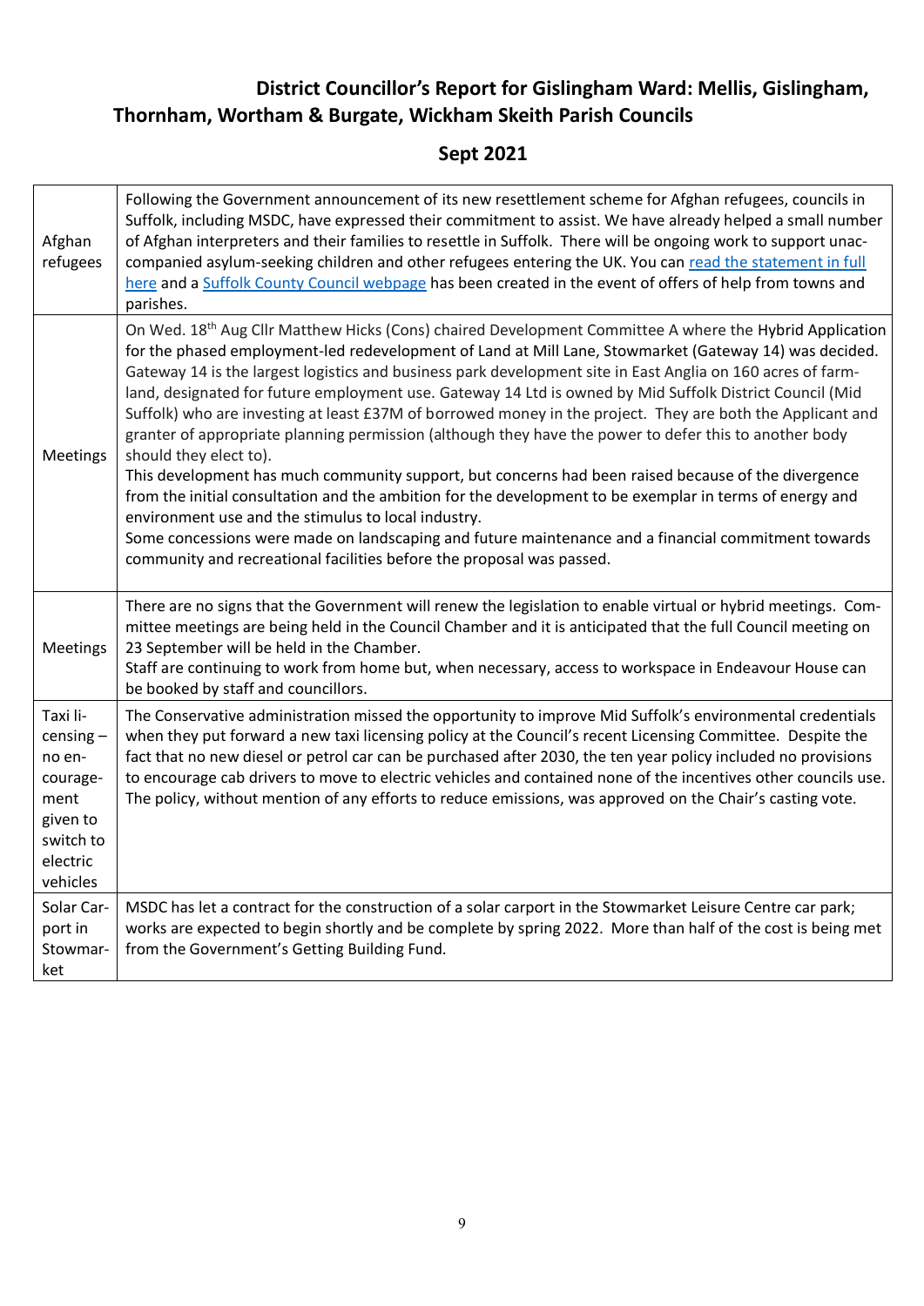# District Councillor's Report for Gislingham Ward: Mellis, Gislingham, Thornham, Wortham & Burgate, Wickham Skeith Parish Councils

## Sept 2021

| | |
|---|---|
| Afghan refugees | Following the Government announcement of its new resettlement scheme for Afghan refugees, councils in Suffolk, including MSDC, have expressed their commitment to assist. We have already helped a small number of Afghan interpreters and their families to resettle in Suffolk. There will be ongoing work to support unaccompanied asylum-seeking children and other refugees entering the UK. You can [read the statement in full here]() and a [Suffolk County Council webpage]() has been created in the event of offers of help from towns and parishes. |
| Meetings | On Wed. 18th Aug Cllr Matthew Hicks (Cons) chaired Development Committee A where the Hybrid Application for the phased employment-led redevelopment of Land at Mill Lane, Stowmarket (Gateway 14) was decided. Gateway 14 is the largest logistics and business park development site in East Anglia on 160 acres of farmland, designated for future employment use. Gateway 14 Ltd is owned by Mid Suffolk District Council (Mid Suffolk) who are investing at least £37M of borrowed money in the project. They are both the Applicant and granter of appropriate planning permission (although they have the power to defer this to another body should they elect to).<br>This development has much community support, but concerns had been raised because of the divergence from the initial consultation and the ambition for the development to be exemplar in terms of energy and environment use and the stimulus to local industry.<br>Some concessions were made on landscaping and future maintenance and a financial commitment towards community and recreational facilities before the proposal was passed. |
| Meetings | There are no signs that the Government will renew the legislation to enable virtual or hybrid meetings. Committee meetings are being held in the Council Chamber and it is anticipated that the full Council meeting on 23 September will be held in the Chamber.<br>Staff are continuing to work from home but, when necessary, access to workspace in Endeavour House can be booked by staff and councillors. |
| Taxi licensing – no encouragement given to switch to electric vehicles | The Conservative administration missed the opportunity to improve Mid Suffolk's environmental credentials when they put forward a new taxi licensing policy at the Council's recent Licensing Committee. Despite the fact that no new diesel or petrol car can be purchased after 2030, the ten year policy included no provisions to encourage cab drivers to move to electric vehicles and contained none of the incentives other councils use. The policy, without mention of any efforts to reduce emissions, was approved on the Chair's casting vote. |
| Solar Carport in Stowmarket | MSDC has let a contract for the construction of a solar carport in the Stowmarket Leisure Centre car park; works are expected to begin shortly and be complete by spring 2022. More than half of the cost is being met from the Government's Getting Building Fund. |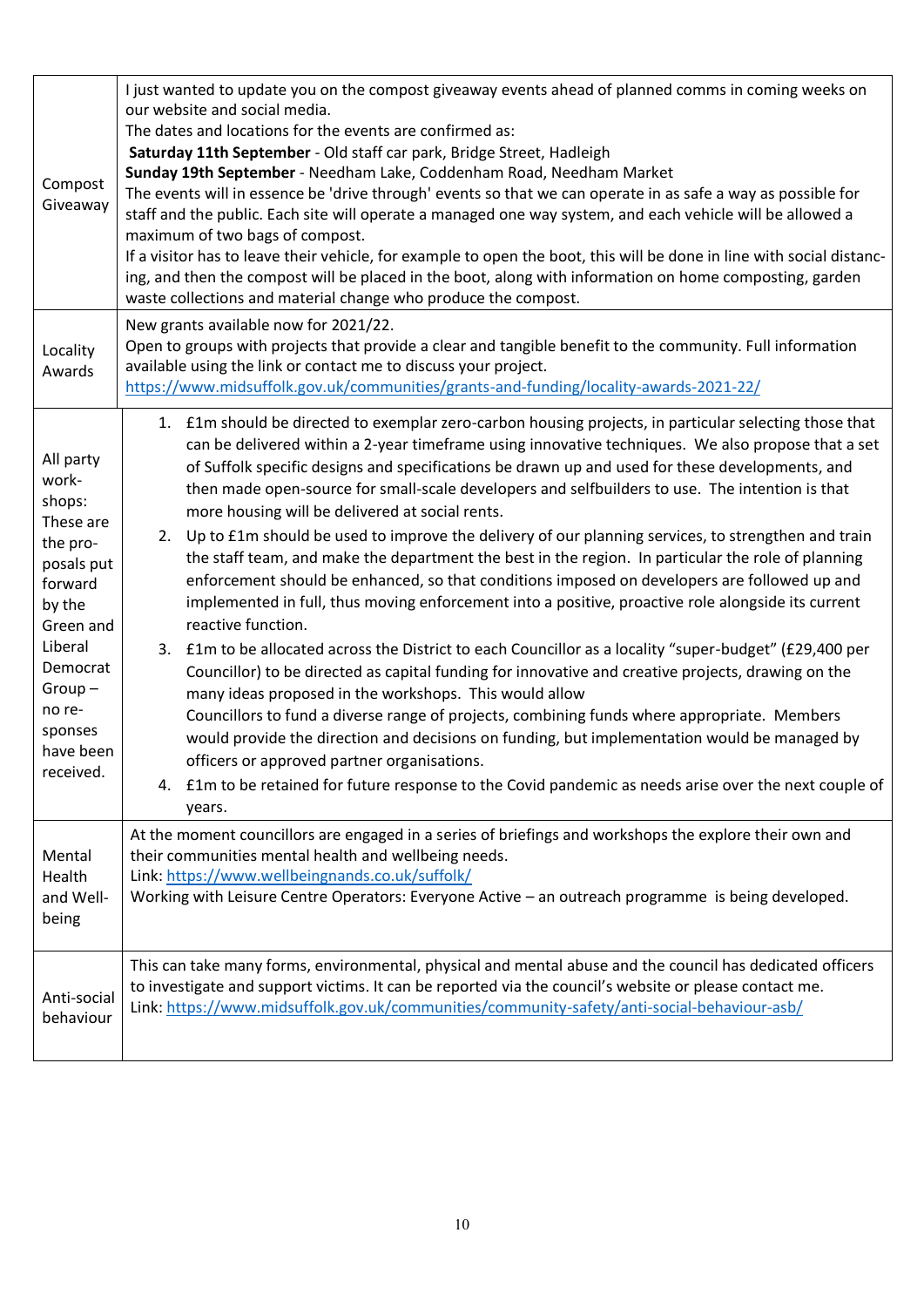| | |
|---|---|
| Compost Giveaway | I just wanted to update you on the compost giveaway events ahead of planned comms in coming weeks on our website and social media.<br>The dates and locations for the events are confirmed as:<br>**Saturday 11th September** - Old staff car park, Bridge Street, Hadleigh<br>**Sunday 19th September** - Needham Lake, Coddenham Road, Needham Market<br>The events will in essence be 'drive through' events so that we can operate in as safe a way as possible for staff and the public. Each site will operate a managed one way system, and each vehicle will be allowed a maximum of two bags of compost.<br>If a visitor has to leave their vehicle, for example to open the boot, this will be done in line with social distancing, and then the compost will be placed in the boot, along with information on home composting, garden waste collections and material change who produce the compost. |
| Locality Awards | New grants available now for 2021/22.<br>Open to groups with projects that provide a clear and tangible benefit to the community. Full information available using the link or contact me to discuss your project.<br>https://www.midsuffolk.gov.uk/communities/grants-and-funding/locality-awards-2021-22/ |
| All party workshops: These are the proposals put forward by the Green and Liberal Democrat Group – no responses have been received. | 1. £1m should be directed to exemplar zero-carbon housing projects, in particular selecting those that can be delivered within a 2-year timeframe using innovative techniques. We also propose that a set of Suffolk specific designs and specifications be drawn up and used for these developments, and then made open-source for small-scale developers and selfbuilders to use. The intention is that more housing will be delivered at social rents.<br>2. Up to £1m should be used to improve the delivery of our planning services, to strengthen and train the staff team, and make the department the best in the region. In particular the role of planning enforcement should be enhanced, so that conditions imposed on developers are followed up and implemented in full, thus moving enforcement into a positive, proactive role alongside its current reactive function.<br>3. £1m to be allocated across the District to each Councillor as a locality "super-budget" (£29,400 per Councillor) to be directed as capital funding for innovative and creative projects, drawing on the many ideas proposed in the workshops. This would allow Councillors to fund a diverse range of projects, combining funds where appropriate. Members would provide the direction and decisions on funding, but implementation would be managed by officers or approved partner organisations.<br>4. £1m to be retained for future response to the Covid pandemic as needs arise over the next couple of years. |
| Mental Health and Well-being | At the moment councillors are engaged in a series of briefings and workshops the explore their own and their communities mental health and wellbeing needs.<br>Link: https://www.wellbeingnands.co.uk/suffolk/<br>Working with Leisure Centre Operators: Everyone Active – an outreach programme is being developed. |
| Anti-social behaviour | This can take many forms, environmental, physical and mental abuse and the council has dedicated officers to investigate and support victims. It can be reported via the council's website or please contact me.<br>Link: https://www.midsuffolk.gov.uk/communities/community-safety/anti-social-behaviour-asb/ |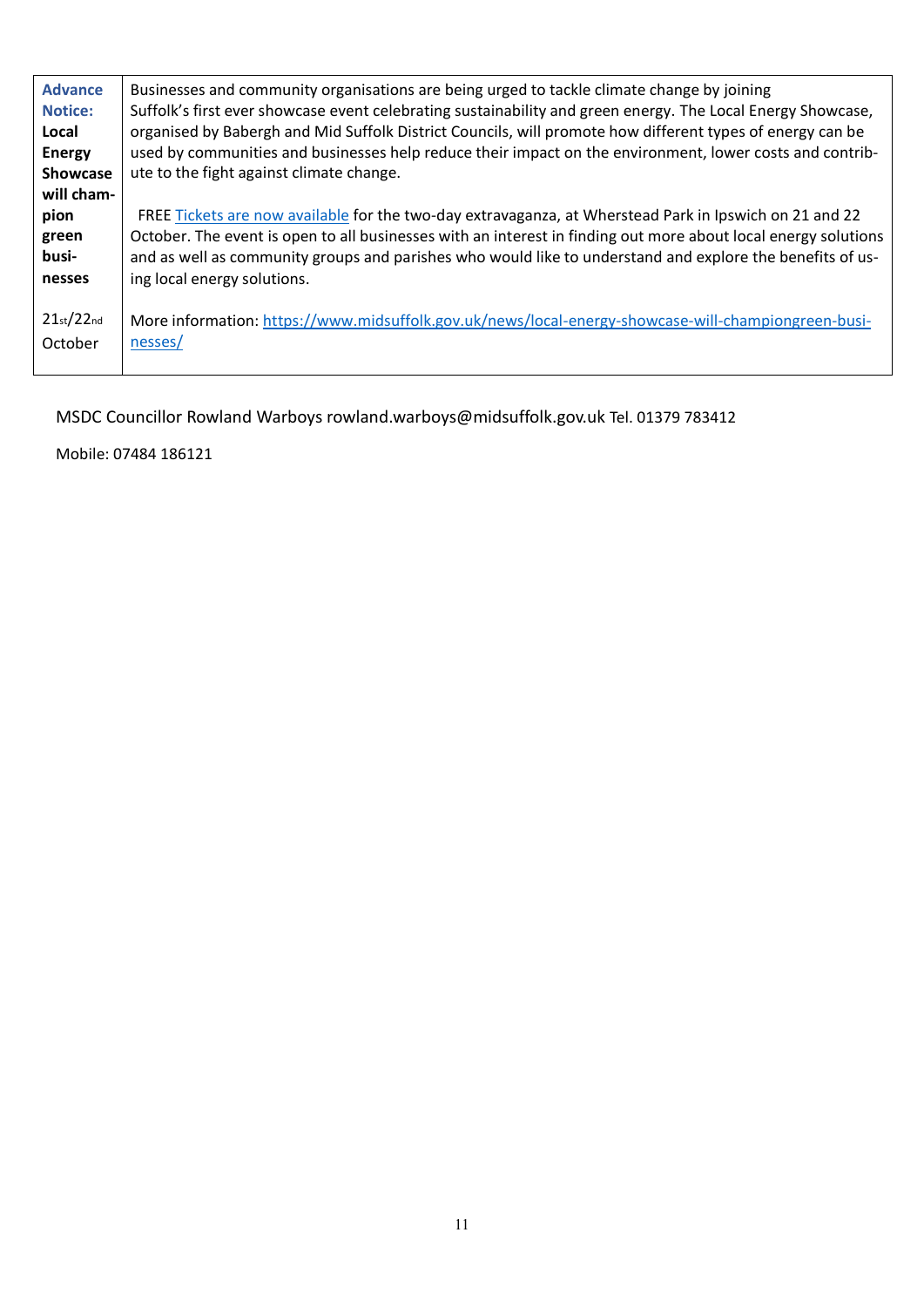| **Advance Notice: Local Energy Showcase will champion green businesses**<br><br>21st/22nd October | Businesses and community organisations are being urged to tackle climate change by joining Suffolk's first ever showcase event celebrating sustainability and green energy. The Local Energy Showcase, organised by Babergh and Mid Suffolk District Councils, will promote how different types of energy can be used by communities and businesses help reduce their impact on the environment, lower costs and contribute to the fight against climate change.<br><br>FREE Tickets are now available for the two-day extravaganza, at Wherstead Park in Ipswich on 21 and 22 October. The event is open to all businesses with an interest in finding out more about local energy solutions and as well as community groups and parishes who would like to understand and explore the benefits of using local energy solutions.<br><br>More information: https://www.midsuffolk.gov.uk/news/local-energy-showcase-will-championgreen-businesses/ |
|---|---|

MSDC Councillor Rowland Warboys rowland.warboys@midsuffolk.gov.uk Tel. 01379 783412

Mobile: 07484 186121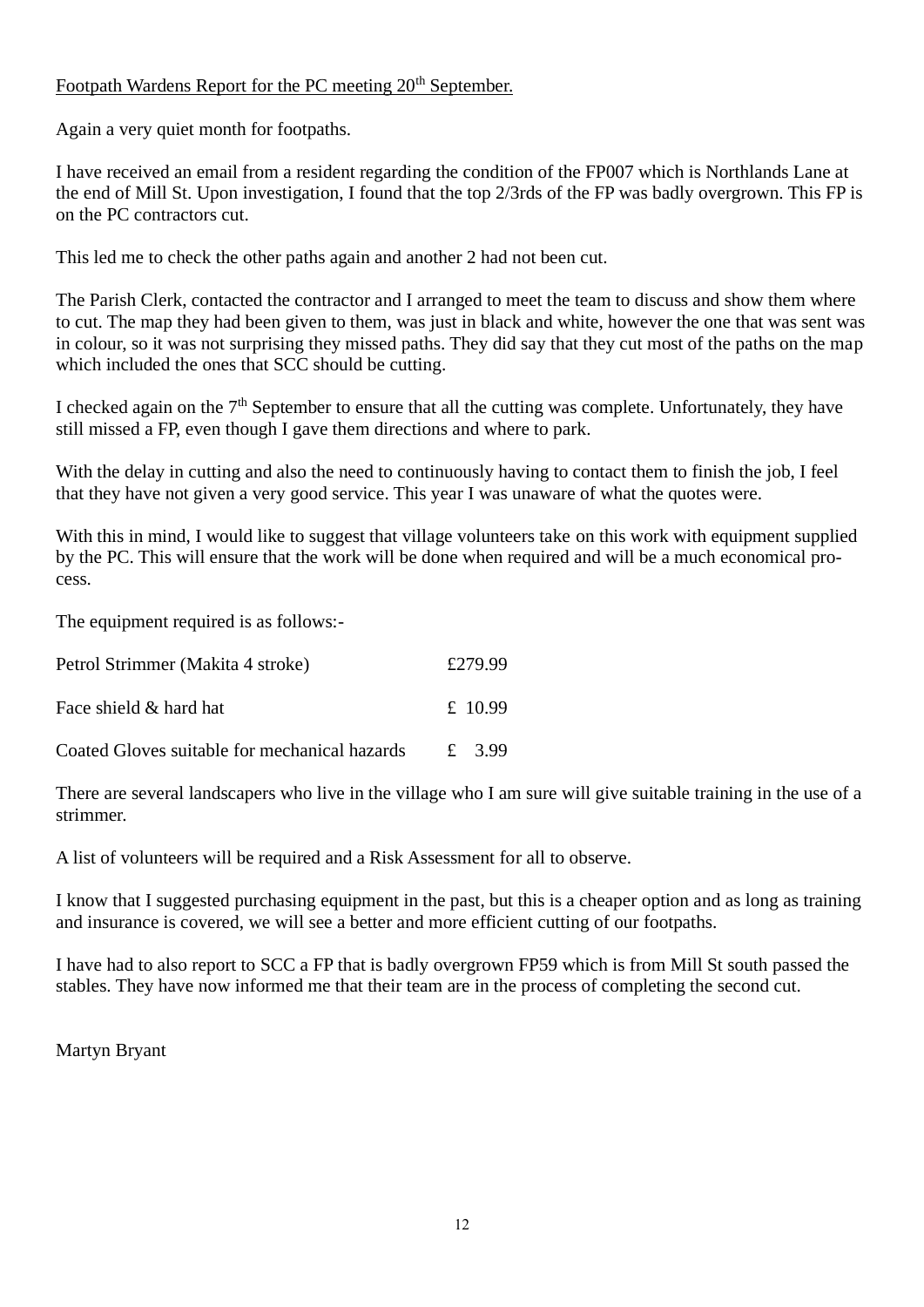Footpath Wardens Report for the PC meeting 20th September.

Again a very quiet month for footpaths.

I have received an email from a resident regarding the condition of the FP007 which is Northlands Lane at the end of Mill St. Upon investigation, I found that the top 2/3rds of the FP was badly overgrown. This FP is on the PC contractors cut.

This led me to check the other paths again and another 2 had not been cut.

The Parish Clerk, contacted the contractor and I arranged to meet the team to discuss and show them where to cut. The map they had been given to them, was just in black and white, however the one that was sent was in colour, so it was not surprising they missed paths. They did say that they cut most of the paths on the map which included the ones that SCC should be cutting.

I checked again on the 7th September to ensure that all the cutting was complete. Unfortunately, they have still missed a FP, even though I gave them directions and where to park.

With the delay in cutting and also the need to continuously having to contact them to finish the job, I feel that they have not given a very good service. This year I was unaware of what the quotes were.

With this in mind, I would like to suggest that village volunteers take on this work with equipment supplied by the PC. This will ensure that the work will be done when required and will be a much economical process.

The equipment required is as follows:-

| | |
|---|---|
| Petrol Strimmer (Makita 4 stroke) | £279.99 |
| Face shield & hard hat | £ 10.99 |
| Coated Gloves suitable for mechanical hazards | £ 3.99 |

There are several landscapers who live in the village who I am sure will give suitable training in the use of a strimmer.

A list of volunteers will be required and a Risk Assessment for all to observe.

I know that I suggested purchasing equipment in the past, but this is a cheaper option and as long as training and insurance is covered, we will see a better and more efficient cutting of our footpaths.

I have had to also report to SCC a FP that is badly overgrown FP59 which is from Mill St south passed the stables. They have now informed me that their team are in the process of completing the second cut.

Martyn Bryant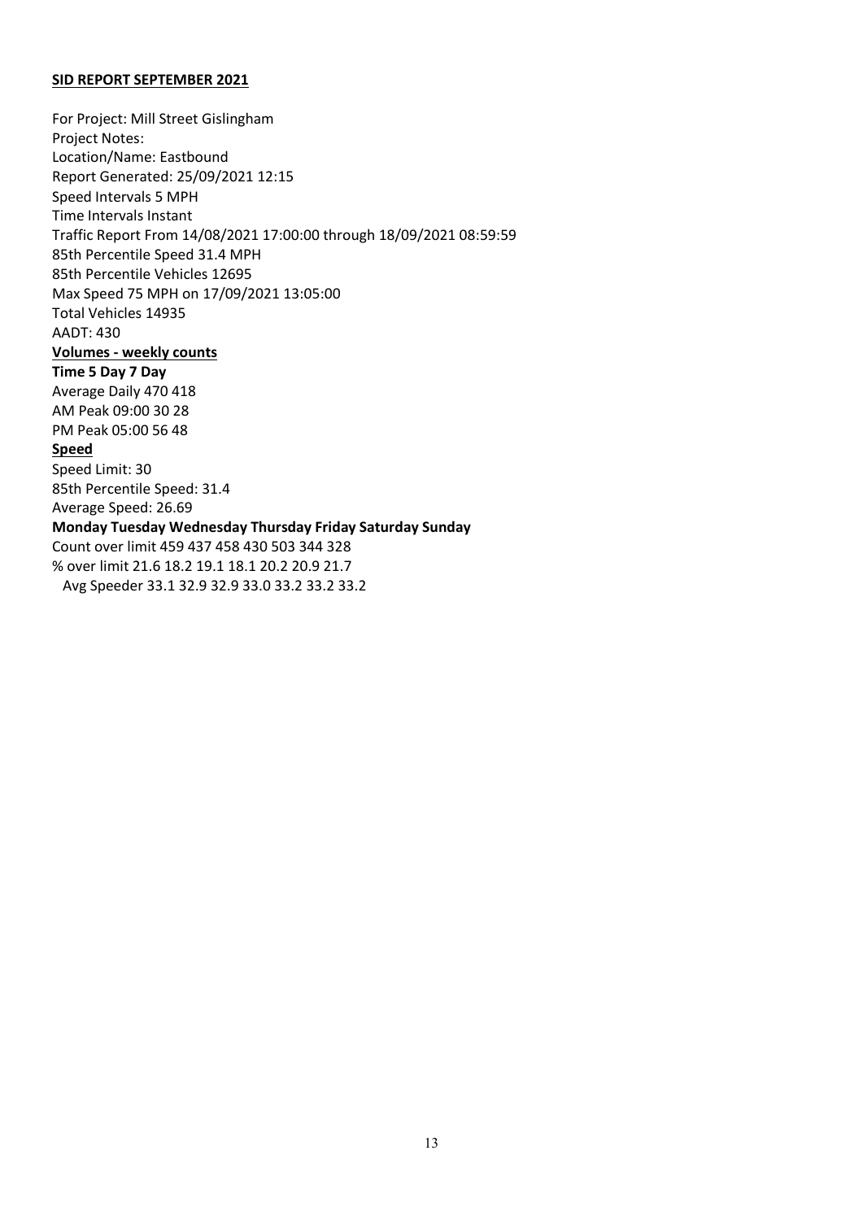**SID REPORT SEPTEMBER 2021**

For Project: Mill Street Gislingham
Project Notes:
Location/Name: Eastbound
Report Generated: 25/09/2021 12:15
Speed Intervals 5 MPH
Time Intervals Instant
Traffic Report From 14/08/2021 17:00:00 through 18/09/2021 08:59:59
85th Percentile Speed 31.4 MPH
85th Percentile Vehicles 12695
Max Speed 75 MPH on 17/09/2021 13:05:00
Total Vehicles 14935
AADT: 430

**Volumes - weekly counts**

| Time | 5 Day | 7 Day |
| --- | --- | --- |
| Average Daily | 470 | 418 |
| AM Peak 09:00 | 30 | 28 |
| PM Peak 05:00 | 56 | 48 |

**Speed**

Speed Limit: 30
85th Percentile Speed: 31.4
Average Speed: 26.69

| | Monday | Tuesday | Wednesday | Thursday | Friday | Saturday | Sunday |
| --- | --- | --- | --- | --- | --- | --- | --- |
| Count over limit | 459 | 437 | 458 | 430 | 503 | 344 | 328 |
| % over limit | 21.6 | 18.2 | 19.1 | 18.1 | 20.2 | 20.9 | 21.7 |
| Avg Speeder | 33.1 | 32.9 | 32.9 | 33.0 | 33.2 | 33.2 | 33.2 |